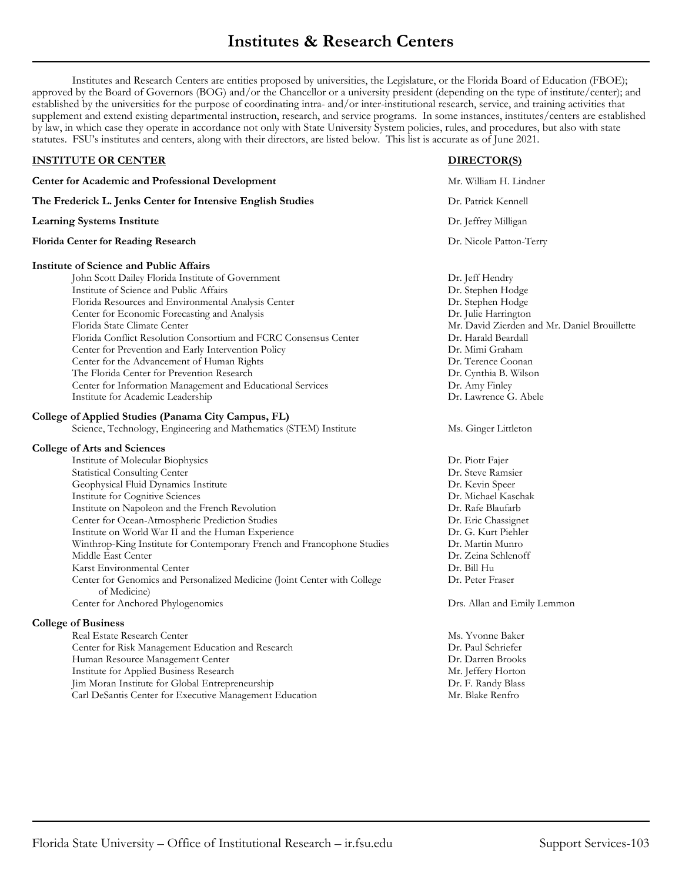# Institutes & Research Centers

Institutes and Research Centers are entities proposed by universities, the Legislature, or the Florida Board of Education (FBOE); approved by the Board of Governors (BOG) and/or the Chancellor or a university president (depending on the type of institute/center); and established by the universities for the purpose of coordinating intra- and/or inter-institutional research, service, and training activities that supplement and extend existing departmental instruction, research, and service programs. In some instances, institutes/centers are established by law, in which case they operate in accordance not only with State University System policies, rules, and procedures, but also with state statutes. FSU's institutes and centers, along with their directors, are listed below. This list is accurate as of June 2021.

| INSTITUTE OR CENTER | DIRECTOR(S) |
|---|---|
| **Center for Academic and Professional Development** | Mr. William H. Lindner |
| **The Frederick L. Jenks Center for Intensive English Studies** | Dr. Patrick Kennell |
| **Learning Systems Institute** | Dr. Jeffrey Milligan |
| **Florida Center for Reading Research** | Dr. Nicole Patton-Terry |
| **Institute of Science and Public Affairs** | |
| John Scott Dailey Florida Institute of Government | Dr. Jeff Hendry |
| Institute of Science and Public Affairs | Dr. Stephen Hodge |
| Florida Resources and Environmental Analysis Center | Dr. Stephen Hodge |
| Center for Economic Forecasting and Analysis | Dr. Julie Harrington |
| Florida State Climate Center | Mr. David Zierden and Mr. Daniel Brouillette |
| Florida Conflict Resolution Consortium and FCRC Consensus Center | Dr. Harald Beardall |
| Center for Prevention and Early Intervention Policy | Dr. Mimi Graham |
| Center for the Advancement of Human Rights | Dr. Terence Coonan |
| The Florida Center for Prevention Research | Dr. Cynthia B. Wilson |
| Center for Information Management and Educational Services | Dr. Amy Finley |
| Institute for Academic Leadership | Dr. Lawrence G. Abele |
| **College of Applied Studies (Panama City Campus, FL)** | |
| Science, Technology, Engineering and Mathematics (STEM) Institute | Ms. Ginger Littleton |
| **College of Arts and Sciences** | |
| Institute of Molecular Biophysics | Dr. Piotr Fajer |
| Statistical Consulting Center | Dr. Steve Ramsier |
| Geophysical Fluid Dynamics Institute | Dr. Kevin Speer |
| Institute for Cognitive Sciences | Dr. Michael Kaschak |
| Institute on Napoleon and the French Revolution | Dr. Rafe Blaufarb |
| Center for Ocean-Atmospheric Prediction Studies | Dr. Eric Chassignet |
| Institute on World War II and the Human Experience | Dr. G. Kurt Piehler |
| Winthrop-King Institute for Contemporary French and Francophone Studies | Dr. Martin Munro |
| Middle East Center | Dr. Zeina Schlenoff |
| Karst Environmental Center | Dr. Bill Hu |
| Center for Genomics and Personalized Medicine (Joint Center with College of Medicine) | Dr. Peter Fraser |
| Center for Anchored Phylogenomics | Drs. Allan and Emily Lemmon |
| **College of Business** | |
| Real Estate Research Center | Ms. Yvonne Baker |
| Center for Risk Management Education and Research | Dr. Paul Schriefer |
| Human Resource Management Center | Dr. Darren Brooks |
| Institute for Applied Business Research | Mr. Jeffery Horton |
| Jim Moran Institute for Global Entrepreneurship | Dr. F. Randy Blass |
| Carl DeSantis Center for Executive Management Education | Mr. Blake Renfro |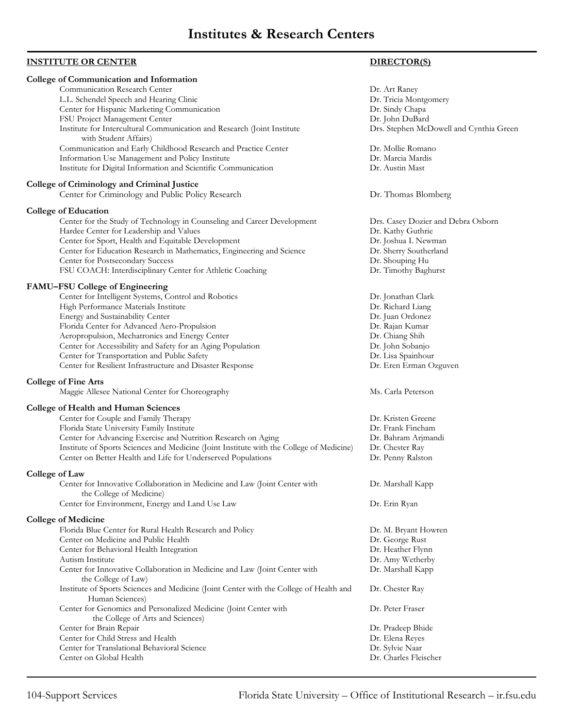# Institutes & Research Centers

| INSTITUTE OR CENTER | DIRECTOR(S) |
|---|---|
| **College of Communication and Information** | |
| Communication Research Center | Dr. Art Raney |
| L.L. Schendel Speech and Hearing Clinic | Dr. Tricia Montgomery |
| Center for Hispanic Marketing Communication | Dr. Sindy Chapa |
| FSU Project Management Center | Dr. John DuBard |
| Institute for Intercultural Communication and Research (Joint Institute with Student Affairs) | Drs. Stephen McDowell and Cynthia Green |
| Communication and Early Childhood Research and Practice Center | Dr. Mollie Romano |
| Information Use Management and Policy Institute | Dr. Marcia Mardis |
| Institute for Digital Information and Scientific Communication | Dr. Austin Mast |
| **College of Criminology and Criminal Justice** | |
| Center for Criminology and Public Policy Research | Dr. Thomas Blomberg |
| **College of Education** | |
| Center for the Study of Technology in Counseling and Career Development | Drs. Casey Dozier and Debra Osborn |
| Hardee Center for Leadership and Values | Dr. Kathy Guthrie |
| Center for Sport, Health and Equitable Development | Dr. Joshua I. Newman |
| Center for Education Research in Mathematics, Engineering and Science | Dr. Sherry Southerland |
| Center for Postsecondary Success | Dr. Shouping Hu |
| FSU COACH: Interdisciplinary Center for Athletic Coaching | Dr. Timothy Baghurst |
| **FAMU–FSU College of Engineering** | |
| Center for Intelligent Systems, Control and Robotics | Dr. Jonathan Clark |
| High Performance Materials Institute | Dr. Richard Liang |
| Energy and Sustainability Center | Dr. Juan Ordonez |
| Florida Center for Advanced Aero-Propulsion | Dr. Rajan Kumar |
| Aeropropulsion, Mechatronics and Energy Center | Dr. Chiang Shih |
| Center for Accessibility and Safety for an Aging Population | Dr. John Sobanjo |
| Center for Transportation and Public Safety | Dr. Lisa Spainhour |
| Center for Resilient Infrastructure and Disaster Response | Dr. Eren Erman Ozguven |
| **College of Fine Arts** | |
| Maggie Allesee National Center for Choreography | Ms. Carla Peterson |
| **College of Health and Human Sciences** | |
| Center for Couple and Family Therapy | Dr. Kristen Greene |
| Florida State University Family Institute | Dr. Frank Fincham |
| Center for Advancing Exercise and Nutrition Research on Aging | Dr. Bahram Arjmandi |
| Institute of Sports Sciences and Medicine (Joint Institute with the College of Medicine) | Dr. Chester Ray |
| Center on Better Health and Life for Underserved Populations | Dr. Penny Ralston |
| **College of Law** | |
| Center for Innovative Collaboration in Medicine and Law (Joint Center with the College of Medicine) | Dr. Marshall Kapp |
| Center for Environment, Energy and Land Use Law | Dr. Erin Ryan |
| **College of Medicine** | |
| Florida Blue Center for Rural Health Research and Policy | Dr. M. Bryant Howren |
| Center on Medicine and Public Health | Dr. George Rust |
| Center for Behavioral Health Integration | Dr. Heather Flynn |
| Autism Institute | Dr. Amy Wetherby |
| Center for Innovative Collaboration in Medicine and Law (Joint Center with the College of Law) | Dr. Marshall Kapp |
| Institute of Sports Sciences and Medicine (Joint Center with the College of Health and Human Sciences) | Dr. Chester Ray |
| Center for Genomics and Personalized Medicine (Joint Center with the College of Arts and Sciences) | Dr. Peter Fraser |
| Center for Brain Repair | Dr. Pradeep Bhide |
| Center for Child Stress and Health | Dr. Elena Reyes |
| Center for Translational Behavioral Science | Dr. Sylvie Naar |
| Center on Global Health | Dr. Charles Fleischer |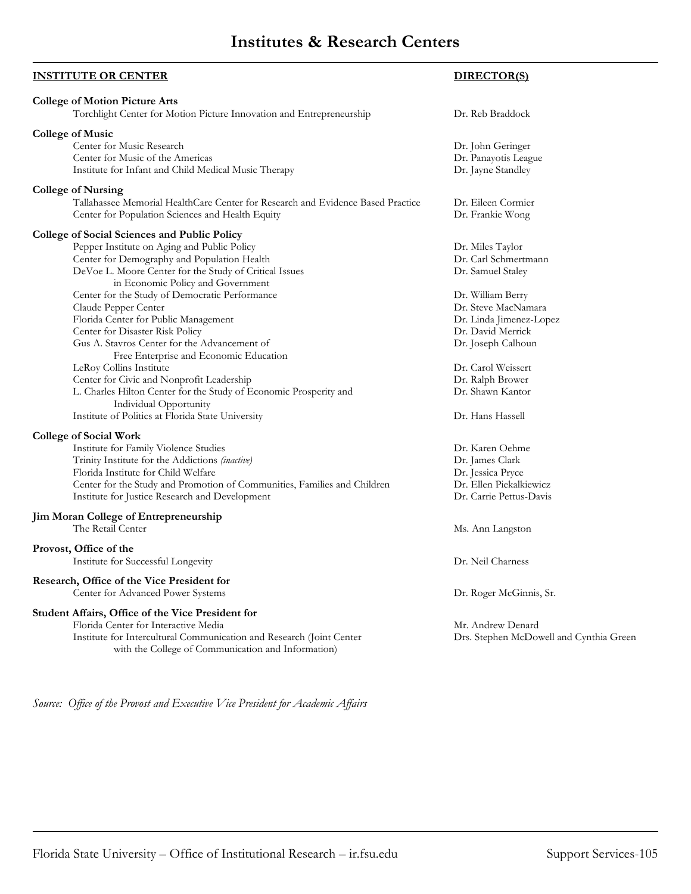# Institutes & Research Centers

| INSTITUTE OR CENTER | DIRECTOR(S) |
|---|---|
| **College of Motion Picture Arts** | |
| Torchlight Center for Motion Picture Innovation and Entrepreneurship | Dr. Reb Braddock |
| **College of Music** | |
| Center for Music Research | Dr. John Geringer |
| Center for Music of the Americas | Dr. Panayotis League |
| Institute for Infant and Child Medical Music Therapy | Dr. Jayne Standley |
| **College of Nursing** | |
| Tallahassee Memorial HealthCare Center for Research and Evidence Based Practice | Dr. Eileen Cormier |
| Center for Population Sciences and Health Equity | Dr. Frankie Wong |
| **College of Social Sciences and Public Policy** | |
| Pepper Institute on Aging and Public Policy | Dr. Miles Taylor |
| Center for Demography and Population Health | Dr. Carl Schmertmann |
| DeVoe L. Moore Center for the Study of Critical Issues in Economic Policy and Government | Dr. Samuel Staley |
| Center for the Study of Democratic Performance | Dr. William Berry |
| Claude Pepper Center | Dr. Steve MacNamara |
| Florida Center for Public Management | Dr. Linda Jimenez-Lopez |
| Center for Disaster Risk Policy | Dr. David Merrick |
| Gus A. Stavros Center for the Advancement of Free Enterprise and Economic Education | Dr. Joseph Calhoun |
| LeRoy Collins Institute | Dr. Carol Weissert |
| Center for Civic and Nonprofit Leadership | Dr. Ralph Brower |
| L. Charles Hilton Center for the Study of Economic Prosperity and Individual Opportunity | Dr. Shawn Kantor |
| Institute of Politics at Florida State University | Dr. Hans Hassell |
| **College of Social Work** | |
| Institute for Family Violence Studies | Dr. Karen Oehme |
| Trinity Institute for the Addictions *(inactive)* | Dr. James Clark |
| Florida Institute for Child Welfare | Dr. Jessica Pryce |
| Center for the Study and Promotion of Communities, Families and Children | Dr. Ellen Piekalkiewicz |
| Institute for Justice Research and Development | Dr. Carrie Pettus-Davis |
| **Jim Moran College of Entrepreneurship** | |
| The Retail Center | Ms. Ann Langston |
| **Provost, Office of the** | |
| Institute for Successful Longevity | Dr. Neil Charness |
| **Research, Office of the Vice President for** | |
| Center for Advanced Power Systems | Dr. Roger McGinnis, Sr. |
| **Student Affairs, Office of the Vice President for** | |
| Florida Center for Interactive Media | Mr. Andrew Denard |
| Institute for Intercultural Communication and Research (Joint Center with the College of Communication and Information) | Drs. Stephen McDowell and Cynthia Green |

*Source: Office of the Provost and Executive Vice President for Academic Affairs*